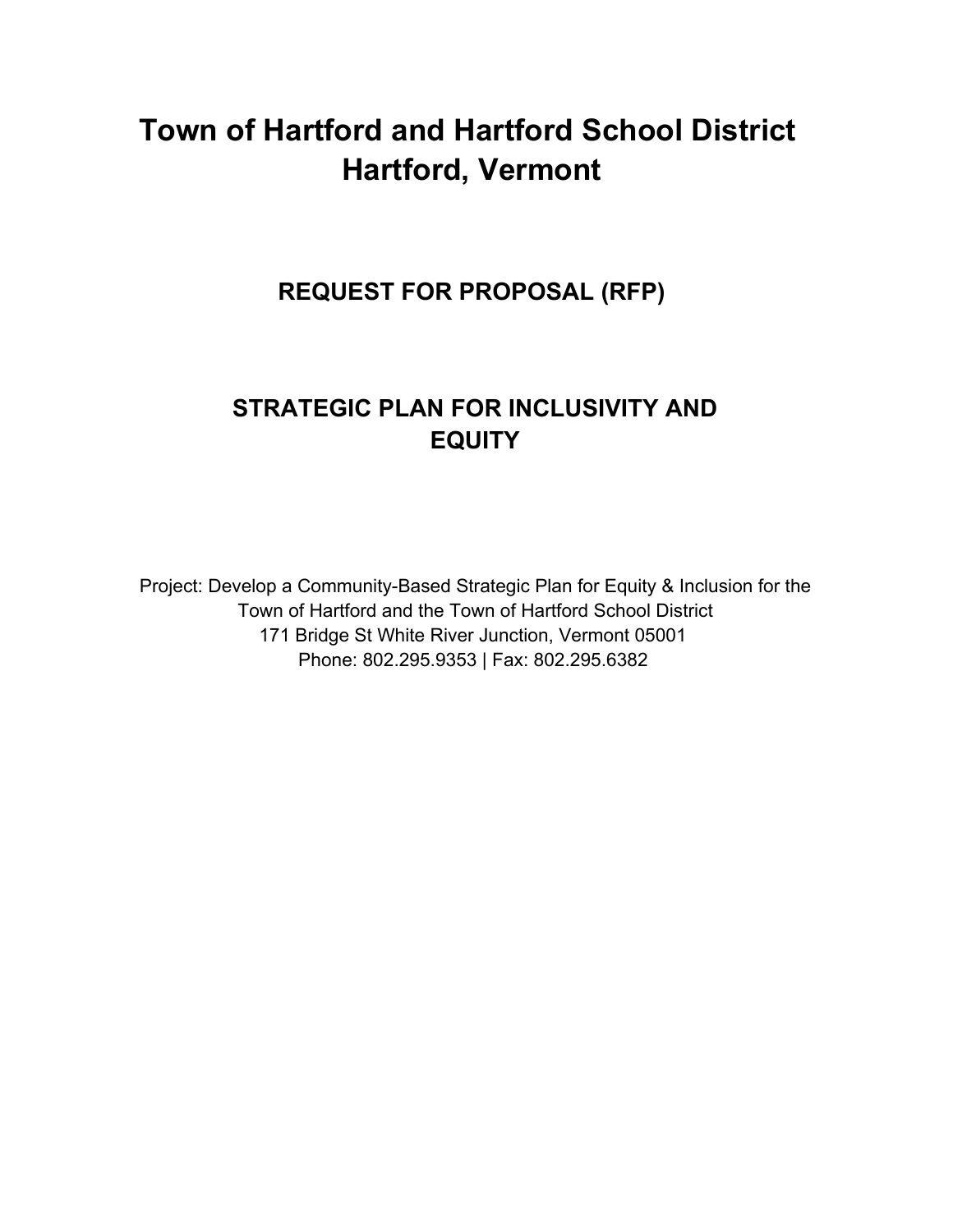# Town of Hartford and Hartford School District
# Hartford, Vermont

## REQUEST FOR PROPOSAL (RFP)

## STRATEGIC PLAN FOR INCLUSIVITY AND EQUITY

Project: Develop a Community-Based Strategic Plan for Equity & Inclusion for the Town of Hartford and the Town of Hartford School District
171 Bridge St White River Junction, Vermont 05001
Phone: 802.295.9353 | Fax: 802.295.6382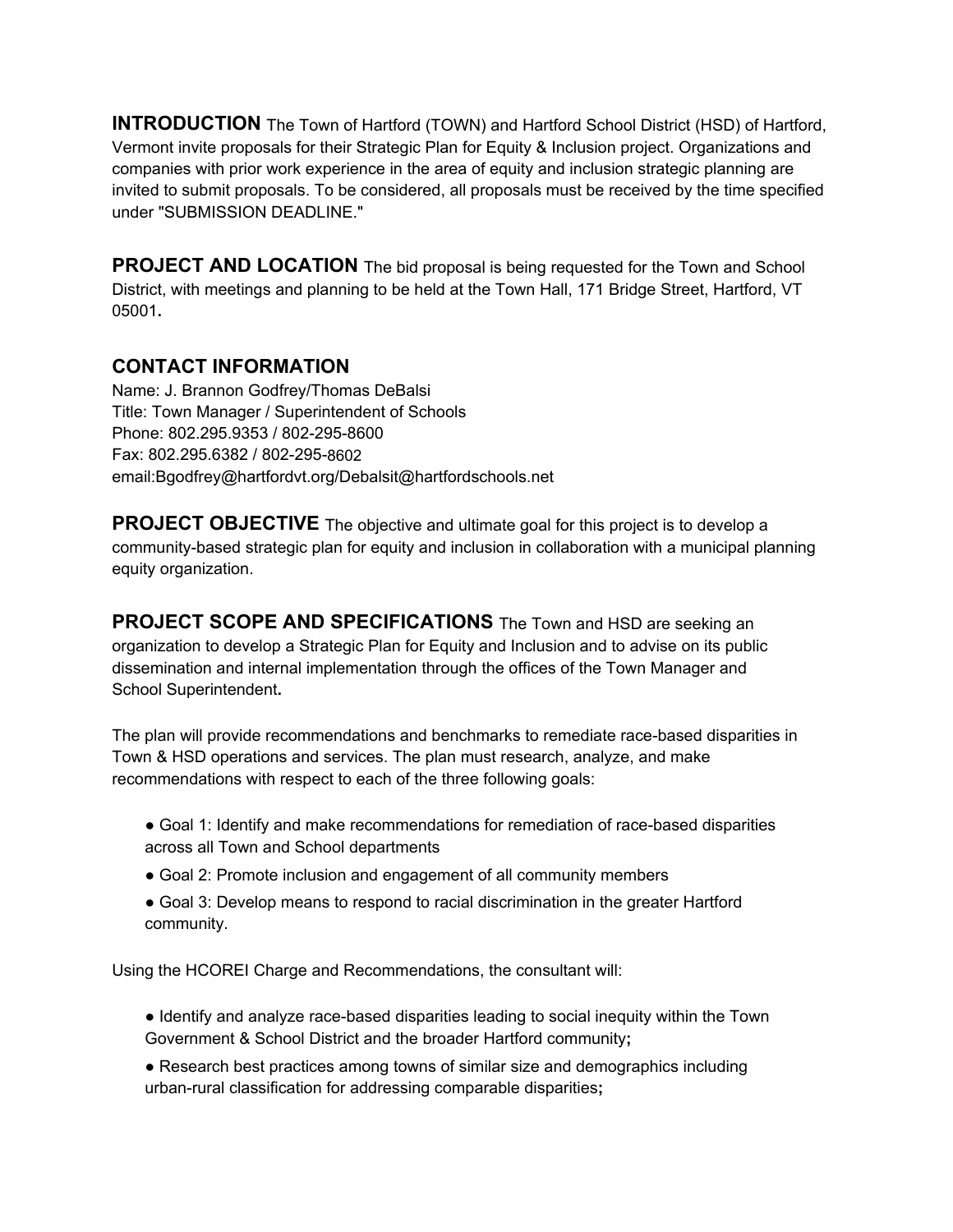**INTRODUCTION** The Town of Hartford (TOWN) and Hartford School District (HSD) of Hartford, Vermont invite proposals for their Strategic Plan for Equity & Inclusion project. Organizations and companies with prior work experience in the area of equity and inclusion strategic planning are invited to submit proposals. To be considered, all proposals must be received by the time specified under "SUBMISSION DEADLINE."

**PROJECT AND LOCATION** The bid proposal is being requested for the Town and School District, with meetings and planning to be held at the Town Hall, 171 Bridge Street, Hartford, VT 05001**.**

## CONTACT INFORMATION

Name: J. Brannon Godfrey/Thomas DeBalsi
Title: Town Manager / Superintendent of Schools
Phone: 802.295.9353 / 802-295-8600
Fax: 802.295.6382 / 802-295-8602
email:Bgodfrey@hartfordvt.org/Debalsit@hartfordschools.net

**PROJECT OBJECTIVE** The objective and ultimate goal for this project is to develop a community-based strategic plan for equity and inclusion in collaboration with a municipal planning equity organization.

**PROJECT SCOPE AND SPECIFICATIONS** The Town and HSD are seeking an organization to develop a Strategic Plan for Equity and Inclusion and to advise on its public dissemination and internal implementation through the offices of the Town Manager and School Superintendent**.**

The plan will provide recommendations and benchmarks to remediate race-based disparities in Town & HSD operations and services. The plan must research, analyze, and make recommendations with respect to each of the three following goals:

- Goal 1: Identify and make recommendations for remediation of race-based disparities across all Town and School departments
- Goal 2: Promote inclusion and engagement of all community members
- Goal 3: Develop means to respond to racial discrimination in the greater Hartford community.

Using the HCOREI Charge and Recommendations, the consultant will:

- Identify and analyze race-based disparities leading to social inequity within the Town Government & School District and the broader Hartford community**;**
- Research best practices among towns of similar size and demographics including urban-rural classification for addressing comparable disparities**;**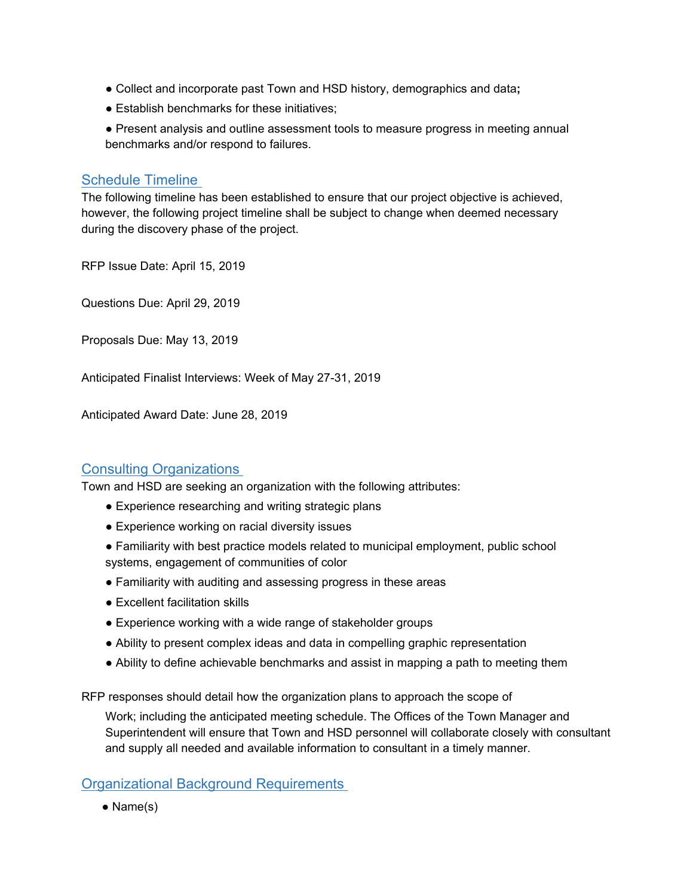- Collect and incorporate past Town and HSD history, demographics and data**;**
- Establish benchmarks for these initiatives;
- Present analysis and outline assessment tools to measure progress in meeting annual benchmarks and/or respond to failures.

## Schedule Timeline

The following timeline has been established to ensure that our project objective is achieved, however, the following project timeline shall be subject to change when deemed necessary during the discovery phase of the project.

RFP Issue Date: April 15, 2019

Questions Due: April 29, 2019

Proposals Due: May 13, 2019

Anticipated Finalist Interviews: Week of May 27-31, 2019

Anticipated Award Date: June 28, 2019

## Consulting Organizations

Town and HSD are seeking an organization with the following attributes:

- Experience researching and writing strategic plans
- Experience working on racial diversity issues
- Familiarity with best practice models related to municipal employment, public school systems, engagement of communities of color
- Familiarity with auditing and assessing progress in these areas
- Excellent facilitation skills
- Experience working with a wide range of stakeholder groups
- Ability to present complex ideas and data in compelling graphic representation
- Ability to define achievable benchmarks and assist in mapping a path to meeting them

RFP responses should detail how the organization plans to approach the scope of Work; including the anticipated meeting schedule. The Offices of the Town Manager and Superintendent will ensure that Town and HSD personnel will collaborate closely with consultant and supply all needed and available information to consultant in a timely manner.

## Organizational Background Requirements

- Name(s)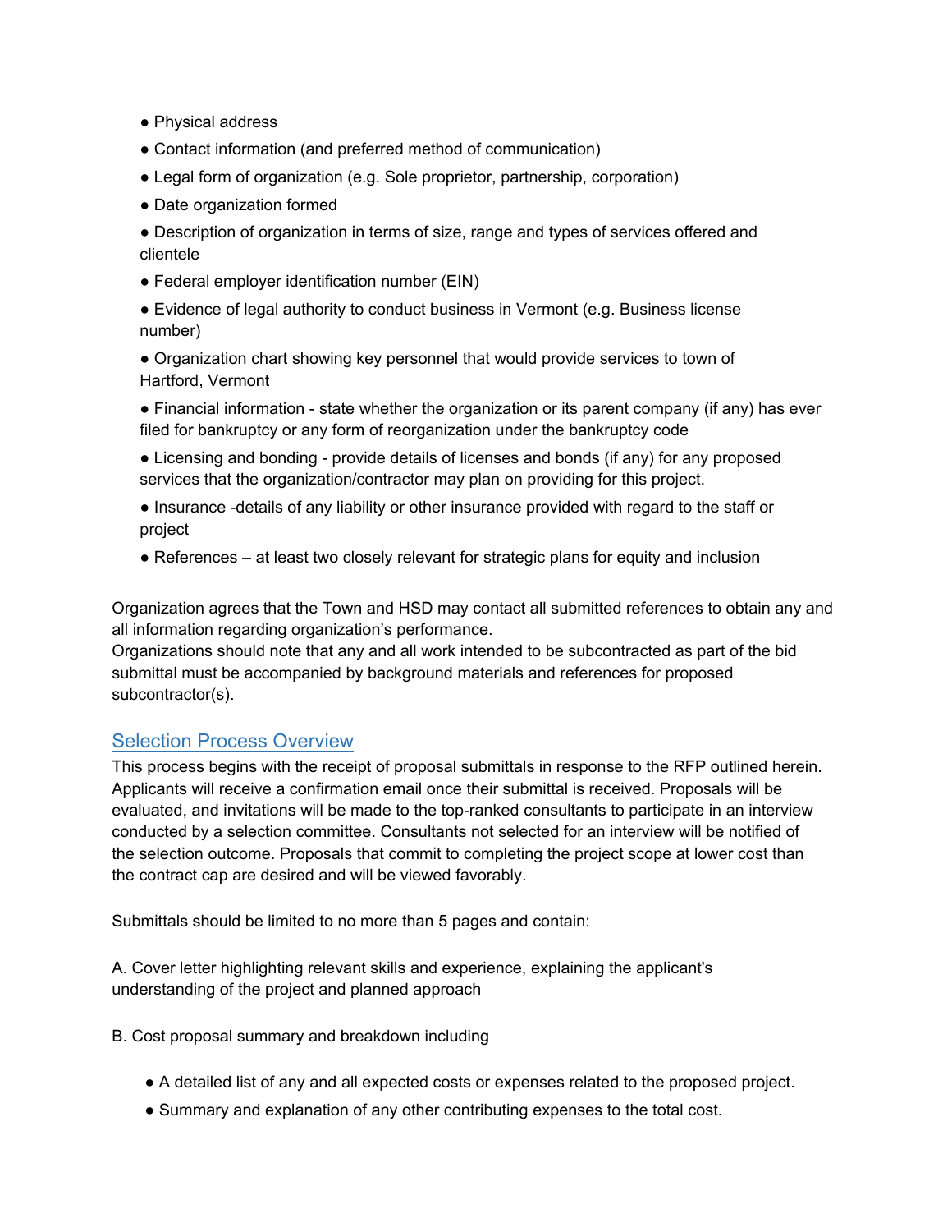- Physical address
- Contact information (and preferred method of communication)
- Legal form of organization (e.g. Sole proprietor, partnership, corporation)
- Date organization formed
- Description of organization in terms of size, range and types of services offered and clientele
- Federal employer identification number (EIN)
- Evidence of legal authority to conduct business in Vermont (e.g. Business license number)
- Organization chart showing key personnel that would provide services to town of Hartford, Vermont
- Financial information - state whether the organization or its parent company (if any) has ever filed for bankruptcy or any form of reorganization under the bankruptcy code
- Licensing and bonding - provide details of licenses and bonds (if any) for any proposed services that the organization/contractor may plan on providing for this project.
- Insurance -details of any liability or other insurance provided with regard to the staff or project
- References – at least two closely relevant for strategic plans for equity and inclusion

Organization agrees that the Town and HSD may contact all submitted references to obtain any and all information regarding organization's performance.
Organizations should note that any and all work intended to be subcontracted as part of the bid submittal must be accompanied by background materials and references for proposed subcontractor(s).

## Selection Process Overview

This process begins with the receipt of proposal submittals in response to the RFP outlined herein. Applicants will receive a confirmation email once their submittal is received. Proposals will be evaluated, and invitations will be made to the top-ranked consultants to participate in an interview conducted by a selection committee. Consultants not selected for an interview will be notified of the selection outcome. Proposals that commit to completing the project scope at lower cost than the contract cap are desired and will be viewed favorably.

Submittals should be limited to no more than 5 pages and contain:

A. Cover letter highlighting relevant skills and experience, explaining the applicant's understanding of the project and planned approach

B. Cost proposal summary and breakdown including

- A detailed list of any and all expected costs or expenses related to the proposed project.
- Summary and explanation of any other contributing expenses to the total cost.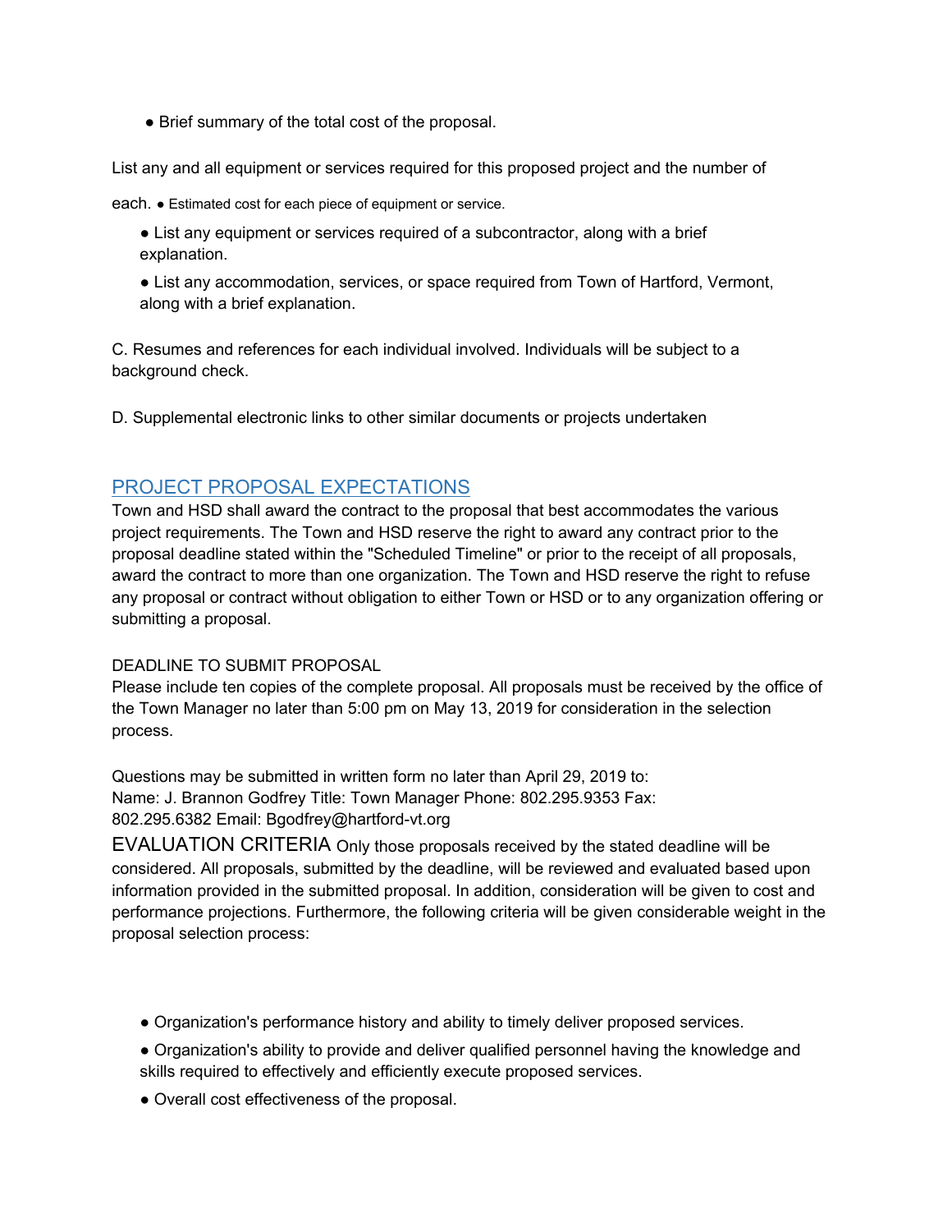- Brief summary of the total cost of the proposal.

List any and all equipment or services required for this proposed project and the number of each. ● Estimated cost for each piece of equipment or service.

- List any equipment or services required of a subcontractor, along with a brief explanation.
- List any accommodation, services, or space required from Town of Hartford, Vermont, along with a brief explanation.

C. Resumes and references for each individual involved. Individuals will be subject to a background check.

D. Supplemental electronic links to other similar documents or projects undertaken

## PROJECT PROPOSAL EXPECTATIONS

Town and HSD shall award the contract to the proposal that best accommodates the various project requirements. The Town and HSD reserve the right to award any contract prior to the proposal deadline stated within the "Scheduled Timeline" or prior to the receipt of all proposals, award the contract to more than one organization. The Town and HSD reserve the right to refuse any proposal or contract without obligation to either Town or HSD or to any organization offering or submitting a proposal.

DEADLINE TO SUBMIT PROPOSAL

Please include ten copies of the complete proposal. All proposals must be received by the office of the Town Manager no later than 5:00 pm on May 13, 2019 for consideration in the selection process.

Questions may be submitted in written form no later than April 29, 2019 to:
Name: J. Brannon Godfrey Title: Town Manager Phone: 802.295.9353 Fax: 802.295.6382 Email: Bgodfrey@hartford-vt.org

EVALUATION CRITERIA Only those proposals received by the stated deadline will be considered. All proposals, submitted by the deadline, will be reviewed and evaluated based upon information provided in the submitted proposal. In addition, consideration will be given to cost and performance projections. Furthermore, the following criteria will be given considerable weight in the proposal selection process:

- Organization's performance history and ability to timely deliver proposed services.
- Organization's ability to provide and deliver qualified personnel having the knowledge and skills required to effectively and efficiently execute proposed services.
- Overall cost effectiveness of the proposal.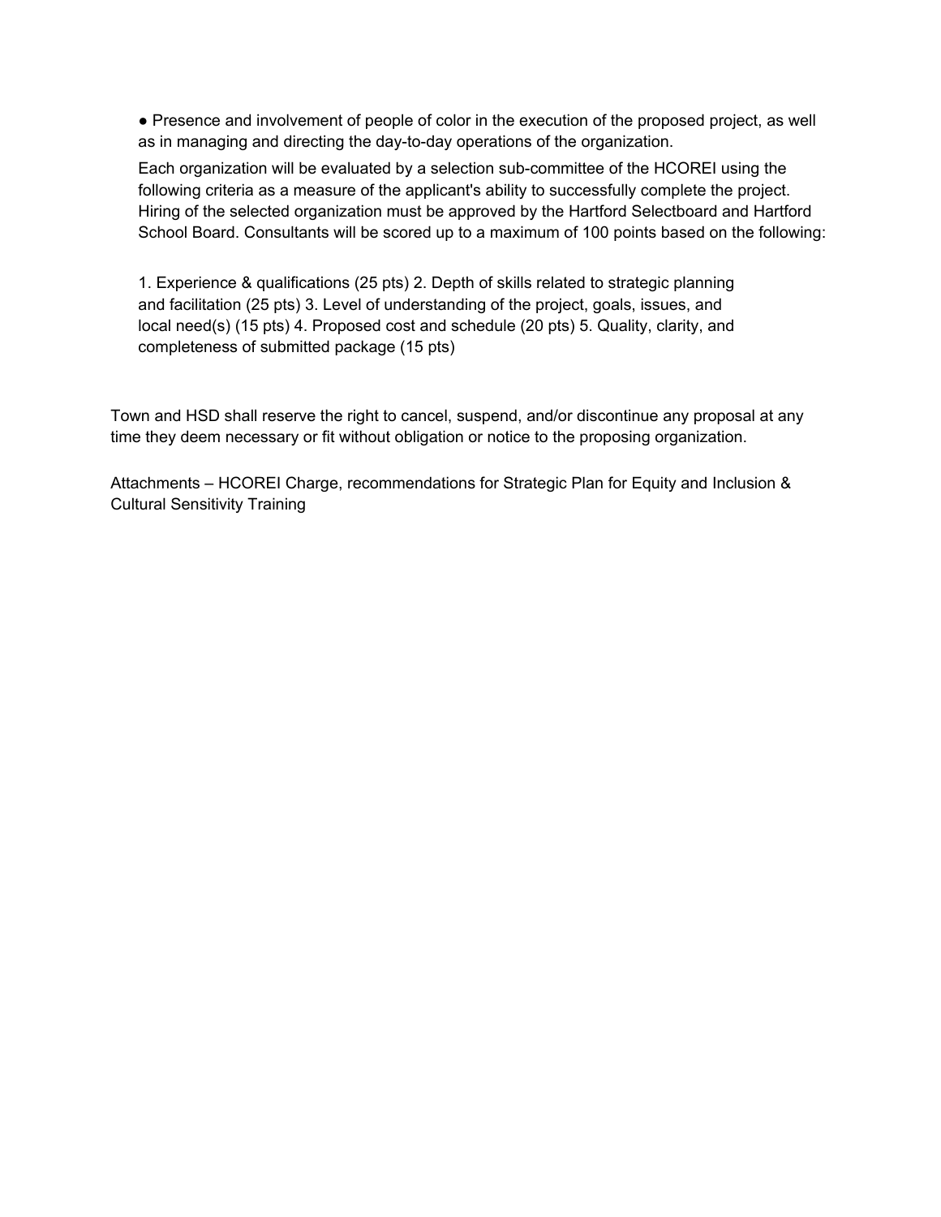- Presence and involvement of people of color in the execution of the proposed project, as well as in managing and directing the day-to-day operations of the organization.

Each organization will be evaluated by a selection sub-committee of the HCOREI using the following criteria as a measure of the applicant's ability to successfully complete the project. Hiring of the selected organization must be approved by the Hartford Selectboard and Hartford School Board. Consultants will be scored up to a maximum of 100 points based on the following:

1. Experience & qualifications (25 pts) 2. Depth of skills related to strategic planning and facilitation (25 pts) 3. Level of understanding of the project, goals, issues, and local need(s) (15 pts) 4. Proposed cost and schedule (20 pts) 5. Quality, clarity, and completeness of submitted package (15 pts)

Town and HSD shall reserve the right to cancel, suspend, and/or discontinue any proposal at any time they deem necessary or fit without obligation or notice to the proposing organization.

Attachments – HCOREI Charge, recommendations for Strategic Plan for Equity and Inclusion & Cultural Sensitivity Training